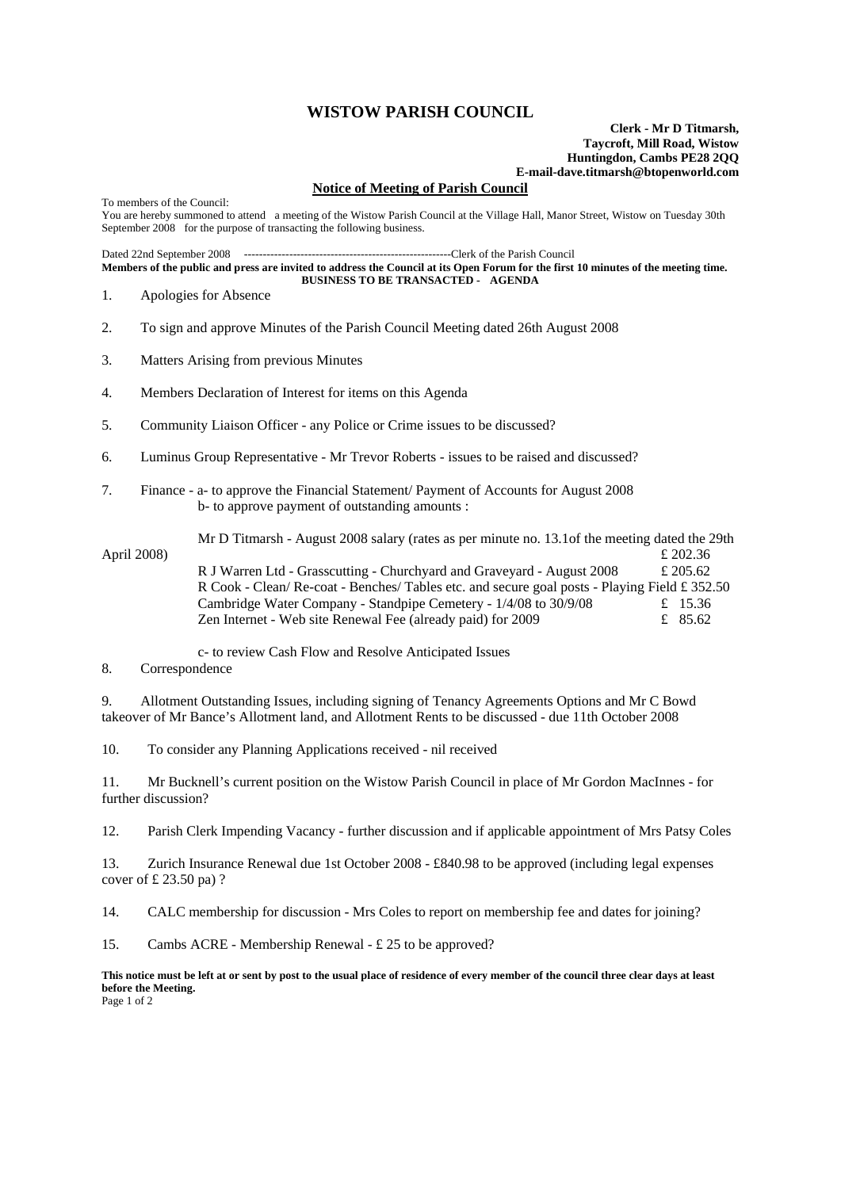# WISTOW PARISH COUNCIL

**Clerk - Mr D Titmarsh,**
**Taycroft, Mill Road, Wistow**
**Huntingdon, Cambs PE28 2QQ**
**E-mail-dave.titmarsh@btopenworld.com**

**Notice of Meeting of Parish Council**

To members of the Council:
You are hereby summoned to attend a meeting of the Wistow Parish Council at the Village Hall, Manor Street, Wistow on Tuesday 30th September 2008 for the purpose of transacting the following business.

Dated 22nd September 2008 -------------------------------------------------------Clerk of the Parish Council

**Members of the public and press are invited to address the Council at its Open Forum for the first 10 minutes of the meeting time.**

**BUSINESS TO BE TRANSACTED - AGENDA**

1. Apologies for Absence

2. To sign and approve Minutes of the Parish Council Meeting dated 26th August 2008

3. Matters Arising from previous Minutes

4. Members Declaration of Interest for items on this Agenda

5. Community Liaison Officer - any Police or Crime issues to be discussed?

6. Luminus Group Representative - Mr Trevor Roberts - issues to be raised and discussed?

7. Finance - a- to approve the Financial Statement/ Payment of Accounts for August 2008
   b- to approve payment of outstanding amounts :

   Mr D Titmarsh - August 2008 salary (rates as per minute no. 13.1of the meeting dated the 29th April 2008) £ 202.36
   R J Warren Ltd - Grasscutting - Churchyard and Graveyard - August 2008 £ 205.62
   R Cook - Clean/ Re-coat - Benches/ Tables etc. and secure goal posts - Playing Field £ 352.50
   Cambridge Water Company - Standpipe Cemetery - 1/4/08 to 30/9/08 £ 15.36
   Zen Internet - Web site Renewal Fee (already paid) for 2009 £ 85.62

   c- to review Cash Flow and Resolve Anticipated Issues

8. Correspondence

9. Allotment Outstanding Issues, including signing of Tenancy Agreements Options and Mr C Bowd takeover of Mr Bance's Allotment land, and Allotment Rents to be discussed - due 11th October 2008

10. To consider any Planning Applications received - nil received

11. Mr Bucknell's current position on the Wistow Parish Council in place of Mr Gordon MacInnes - for further discussion?

12. Parish Clerk Impending Vacancy - further discussion and if applicable appointment of Mrs Patsy Coles

13. Zurich Insurance Renewal due 1st October 2008 - £840.98 to be approved (including legal expenses cover of £ 23.50 pa) ?

14. CALC membership for discussion - Mrs Coles to report on membership fee and dates for joining?

15. Cambs ACRE - Membership Renewal - £ 25 to be approved?

**This notice must be left at or sent by post to the usual place of residence of every member of the council three clear days at least before the Meeting.**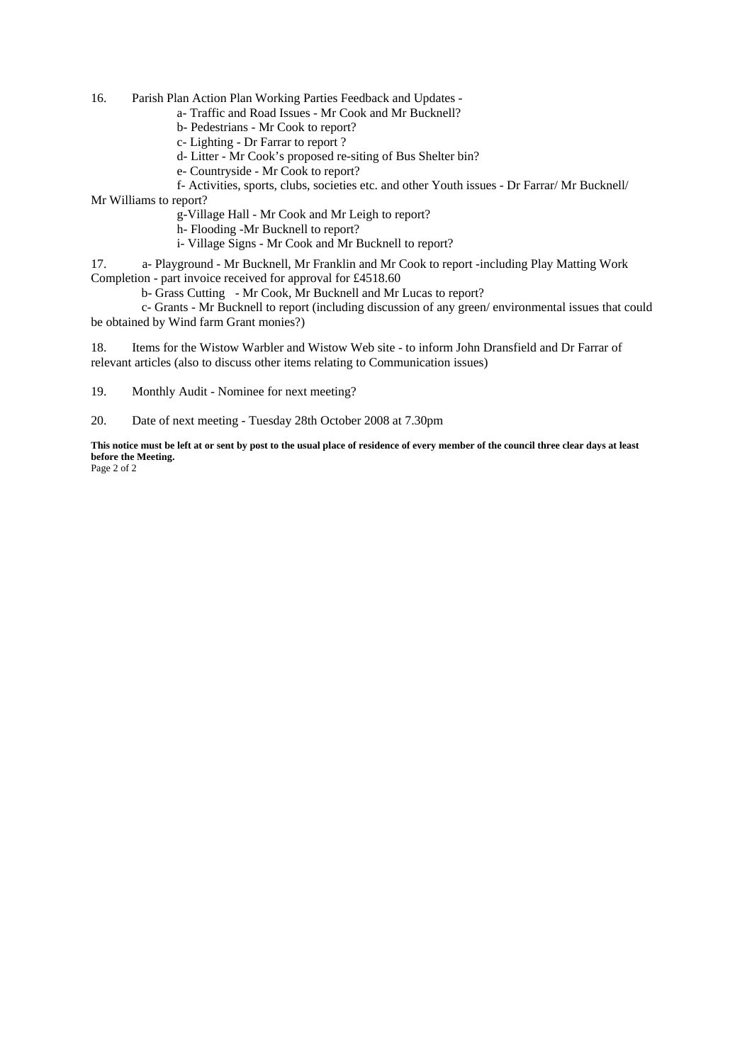16. Parish Plan Action Plan Working Parties Feedback and Updates -
    - a- Traffic and Road Issues - Mr Cook and Mr Bucknell?
    - b- Pedestrians - Mr Cook to report?
    - c- Lighting - Dr Farrar to report ?
    - d- Litter - Mr Cook's proposed re-siting of Bus Shelter bin?
    - e- Countryside - Mr Cook to report?
    - f- Activities, sports, clubs, societies etc. and other Youth issues - Dr Farrar/ Mr Bucknell/ Mr Williams to report?
    - g-Village Hall - Mr Cook and Mr Leigh to report?
    - h- Flooding -Mr Bucknell to report?
    - i- Village Signs - Mr Cook and Mr Bucknell to report?

17. a- Playground - Mr Bucknell, Mr Franklin and Mr Cook to report -including Play Matting Work Completion - part invoice received for approval for £4518.60

    b- Grass Cutting - Mr Cook, Mr Bucknell and Mr Lucas to report?

    c- Grants - Mr Bucknell to report (including discussion of any green/ environmental issues that could be obtained by Wind farm Grant monies?)

18. Items for the Wistow Warbler and Wistow Web site - to inform John Dransfield and Dr Farrar of relevant articles (also to discuss other items relating to Communication issues)

19. Monthly Audit - Nominee for next meeting?

20. Date of next meeting - Tuesday 28th October 2008 at 7.30pm

**This notice must be left at or sent by post to the usual place of residence of every member of the council three clear days at least before the Meeting.**